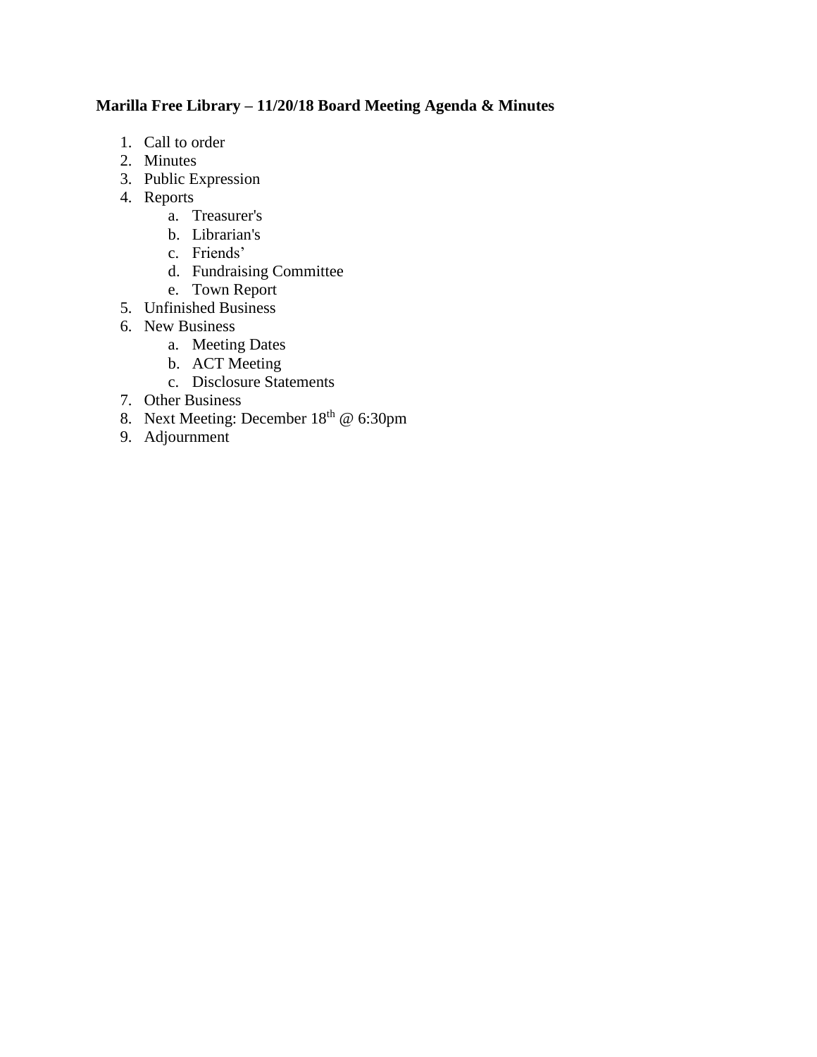**Marilla Free Library – 11/20/18 Board Meeting Agenda & Minutes**

1. Call to order
2. Minutes
3. Public Expression
4. Reports
   a. Treasurer's
   b. Librarian's
   c. Friends'
   d. Fundraising Committee
   e. Town Report
5. Unfinished Business
6. New Business
   a. Meeting Dates
   b. ACT Meeting
   c. Disclosure Statements
7. Other Business
8. Next Meeting: December 18th @ 6:30pm
9. Adjournment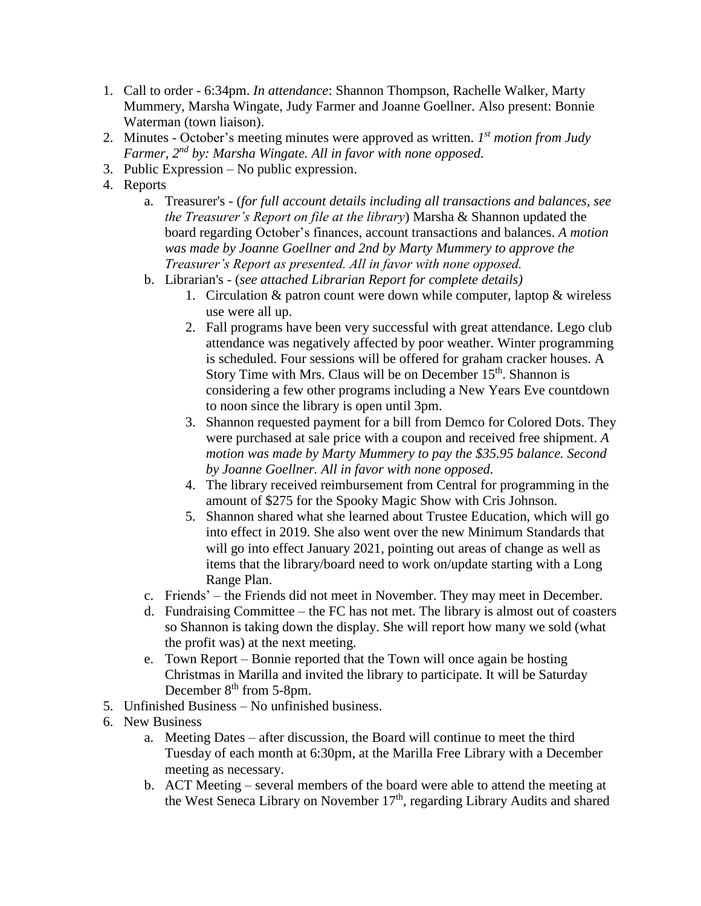1. Call to order - 6:34pm. *In attendance*: Shannon Thompson, Rachelle Walker, Marty Mummery, Marsha Wingate, Judy Farmer and Joanne Goellner. Also present: Bonnie Waterman (town liaison).
2. Minutes - October's meeting minutes were approved as written. *1st motion from Judy Farmer, 2nd by: Marsha Wingate. All in favor with none opposed.*
3. Public Expression – No public expression.
4. Reports
    a. Treasurer's - (*for full account details including all transactions and balances, see the Treasurer's Report on file at the library*) Marsha & Shannon updated the board regarding October's finances, account transactions and balances. *A motion was made by Joanne Goellner and 2nd by Marty Mummery to approve the Treasurer's Report as presented. All in favor with none opposed.*
    b. Librarian's - (*see attached Librarian Report for complete details)*
        1. Circulation & patron count were down while computer, laptop & wireless use were all up.
        2. Fall programs have been very successful with great attendance. Lego club attendance was negatively affected by poor weather. Winter programming is scheduled. Four sessions will be offered for graham cracker houses. A Story Time with Mrs. Claus will be on December 15th. Shannon is considering a few other programs including a New Years Eve countdown to noon since the library is open until 3pm.
        3. Shannon requested payment for a bill from Demco for Colored Dots. They were purchased at sale price with a coupon and received free shipment. *A motion was made by Marty Mummery to pay the $35.95 balance. Second by Joanne Goellner. All in favor with none opposed.*
        4. The library received reimbursement from Central for programming in the amount of $275 for the Spooky Magic Show with Cris Johnson.
        5. Shannon shared what she learned about Trustee Education, which will go into effect in 2019. She also went over the new Minimum Standards that will go into effect January 2021, pointing out areas of change as well as items that the library/board need to work on/update starting with a Long Range Plan.
    c. Friends' – the Friends did not meet in November. They may meet in December.
    d. Fundraising Committee – the FC has not met. The library is almost out of coasters so Shannon is taking down the display. She will report how many we sold (what the profit was) at the next meeting.
    e. Town Report – Bonnie reported that the Town will once again be hosting Christmas in Marilla and invited the library to participate. It will be Saturday December 8th from 5-8pm.
5. Unfinished Business – No unfinished business.
6. New Business
    a. Meeting Dates – after discussion, the Board will continue to meet the third Tuesday of each month at 6:30pm, at the Marilla Free Library with a December meeting as necessary.
    b. ACT Meeting – several members of the board were able to attend the meeting at the West Seneca Library on November 17th, regarding Library Audits and shared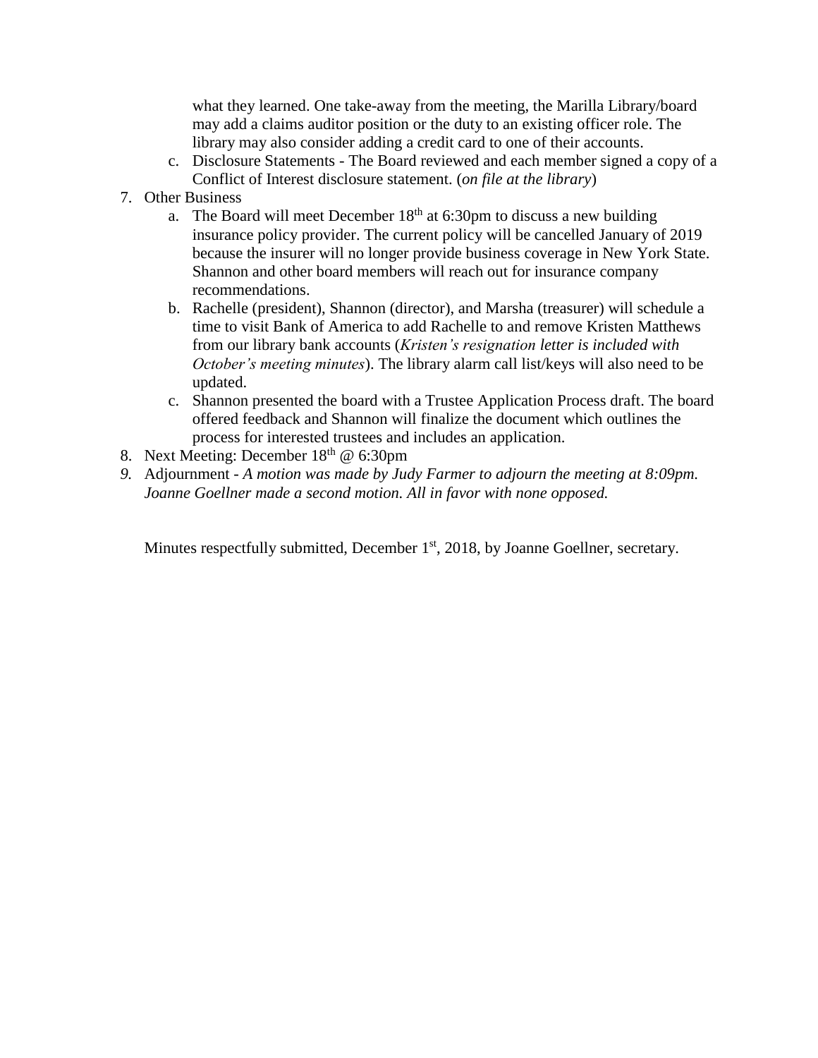what they learned. One take-away from the meeting, the Marilla Library/board may add a claims auditor position or the duty to an existing officer role. The library may also consider adding a credit card to one of their accounts.

   c. Disclosure Statements - The Board reviewed and each member signed a copy of a Conflict of Interest disclosure statement. (*on file at the library*)

7. Other Business
   a. The Board will meet December 18th at 6:30pm to discuss a new building insurance policy provider. The current policy will be cancelled January of 2019 because the insurer will no longer provide business coverage in New York State. Shannon and other board members will reach out for insurance company recommendations.
   b. Rachelle (president), Shannon (director), and Marsha (treasurer) will schedule a time to visit Bank of America to add Rachelle to and remove Kristen Matthews from our library bank accounts (*Kristen's resignation letter is included with October's meeting minutes*). The library alarm call list/keys will also need to be updated.
   c. Shannon presented the board with a Trustee Application Process draft. The board offered feedback and Shannon will finalize the document which outlines the process for interested trustees and includes an application.
8. Next Meeting: December 18th @ 6:30pm
9. Adjournment - *A motion was made by Judy Farmer to adjourn the meeting at 8:09pm. Joanne Goellner made a second motion. All in favor with none opposed.*

Minutes respectfully submitted, December 1st, 2018, by Joanne Goellner, secretary.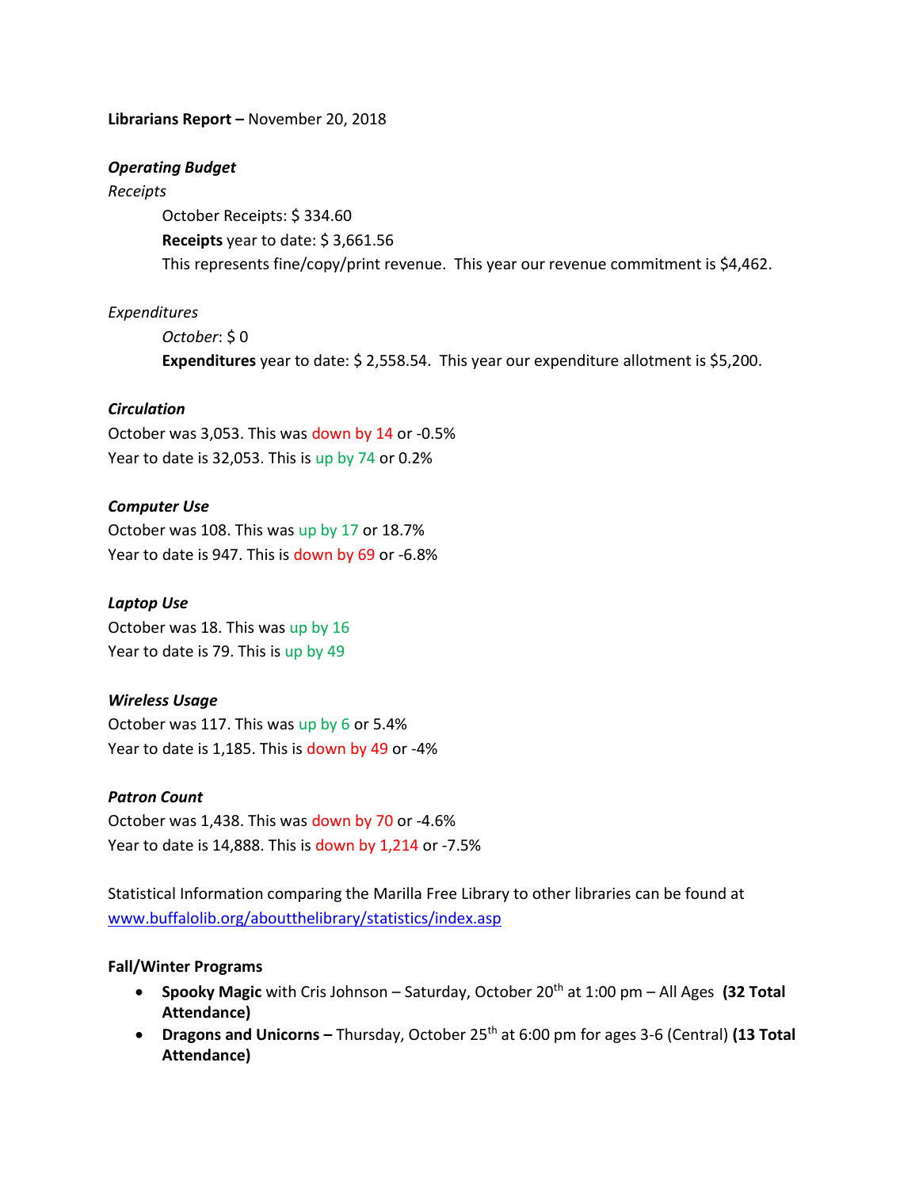**Librarians Report –** November 20, 2018

***Operating Budget***

*Receipts*

October Receipts: $ 334.60

**Receipts** year to date: $ 3,661.56

This represents fine/copy/print revenue. This year our revenue commitment is $4,462.

*Expenditures*

*October*: $ 0

**Expenditures** year to date: $ 2,558.54. This year our expenditure allotment is $5,200.

***Circulation***

October was 3,053. This was down by 14 or -0.5%

Year to date is 32,053. This is up by 74 or 0.2%

***Computer Use***

October was 108. This was up by 17 or 18.7%

Year to date is 947. This is down by 69 or -6.8%

***Laptop Use***

October was 18. This was up by 16

Year to date is 79. This is up by 49

***Wireless Usage***

October was 117. This was up by 6 or 5.4%

Year to date is 1,185. This is down by 49 or -4%

***Patron Count***

October was 1,438. This was down by 70 or -4.6%

Year to date is 14,888. This is down by 1,214 or -7.5%

Statistical Information comparing the Marilla Free Library to other libraries can be found at www.buffalolib.org/aboutthelibrary/statistics/index.asp

**Fall/Winter Programs**

- **Spooky Magic** with Cris Johnson – Saturday, October 20th at 1:00 pm – All Ages **(32 Total Attendance)**
- **Dragons and Unicorns –** Thursday, October 25th at 6:00 pm for ages 3-6 (Central) **(13 Total Attendance)**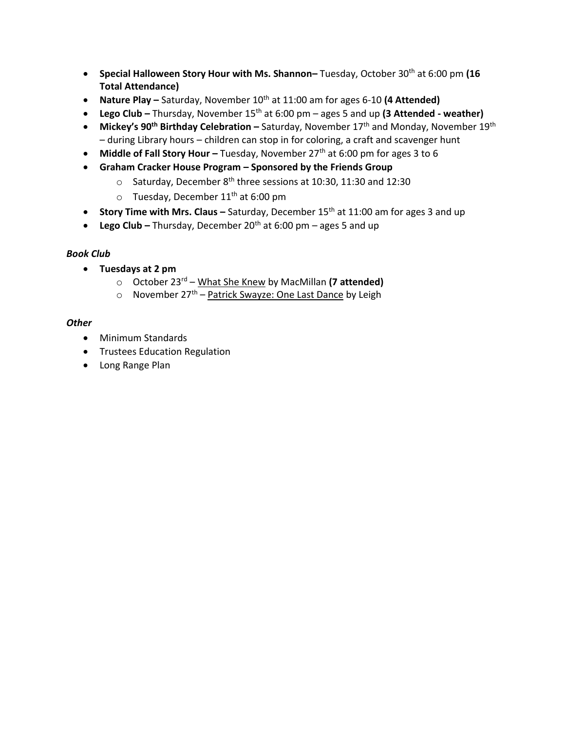- **Special Halloween Story Hour with Ms. Shannon–** Tuesday, October 30th at 6:00 pm **(16 Total Attendance)**
- **Nature Play –** Saturday, November 10th at 11:00 am for ages 6-10 **(4 Attended)**
- **Lego Club –** Thursday, November 15th at 6:00 pm – ages 5 and up **(3 Attended - weather)**
- **Mickey's 90th Birthday Celebration –** Saturday, November 17th and Monday, November 19th – during Library hours – children can stop in for coloring, a craft and scavenger hunt
- **Middle of Fall Story Hour –** Tuesday, November 27th at 6:00 pm for ages 3 to 6
- **Graham Cracker House Program – Sponsored by the Friends Group**
    - Saturday, December 8th three sessions at 10:30, 11:30 and 12:30
    - Tuesday, December 11th at 6:00 pm
- **Story Time with Mrs. Claus –** Saturday, December 15th at 11:00 am for ages 3 and up
- **Lego Club –** Thursday, December 20th at 6:00 pm – ages 5 and up

*Book Club*

- **Tuesdays at 2 pm**
    - October 23rd – <u>What She Knew</u> by MacMillan **(7 attended)**
    - November 27th – <u>Patrick Swayze: One Last Dance</u> by Leigh

*Other*

- Minimum Standards
- Trustees Education Regulation
- Long Range Plan